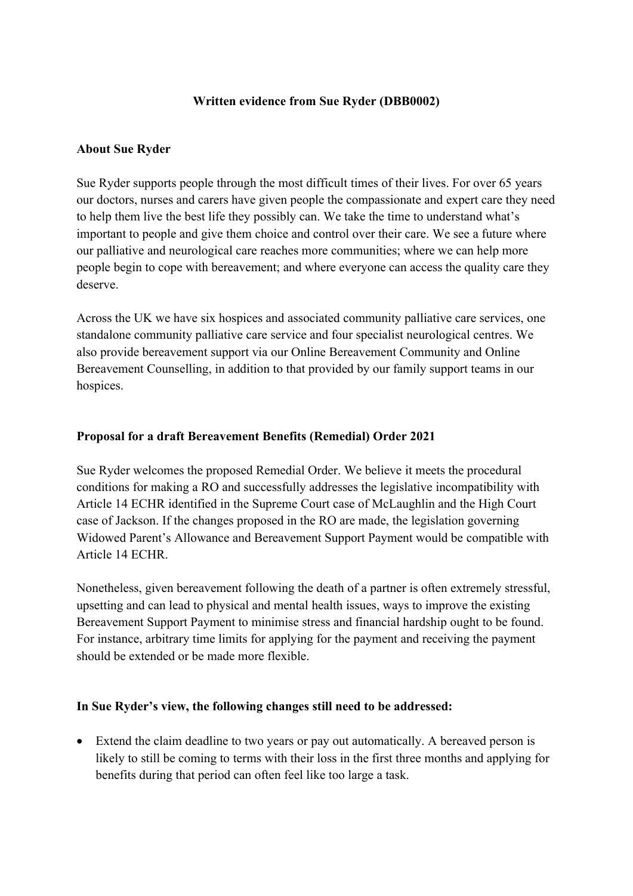# Written evidence from Sue Ryder (DBB0002)

## About Sue Ryder

Sue Ryder supports people through the most difficult times of their lives. For over 65 years our doctors, nurses and carers have given people the compassionate and expert care they need to help them live the best life they possibly can. We take the time to understand what's important to people and give them choice and control over their care. We see a future where our palliative and neurological care reaches more communities; where we can help more people begin to cope with bereavement; and where everyone can access the quality care they deserve.

Across the UK we have six hospices and associated community palliative care services, one standalone community palliative care service and four specialist neurological centres. We also provide bereavement support via our Online Bereavement Community and Online Bereavement Counselling, in addition to that provided by our family support teams in our hospices.

## Proposal for a draft Bereavement Benefits (Remedial) Order 2021

Sue Ryder welcomes the proposed Remedial Order. We believe it meets the procedural conditions for making a RO and successfully addresses the legislative incompatibility with Article 14 ECHR identified in the Supreme Court case of McLaughlin and the High Court case of Jackson. If the changes proposed in the RO are made, the legislation governing Widowed Parent's Allowance and Bereavement Support Payment would be compatible with Article 14 ECHR.

Nonetheless, given bereavement following the death of a partner is often extremely stressful, upsetting and can lead to physical and mental health issues, ways to improve the existing Bereavement Support Payment to minimise stress and financial hardship ought to be found. For instance, arbitrary time limits for applying for the payment and receiving the payment should be extended or be made more flexible.

## In Sue Ryder's view, the following changes still need to be addressed:

- Extend the claim deadline to two years or pay out automatically. A bereaved person is likely to still be coming to terms with their loss in the first three months and applying for benefits during that period can often feel like too large a task.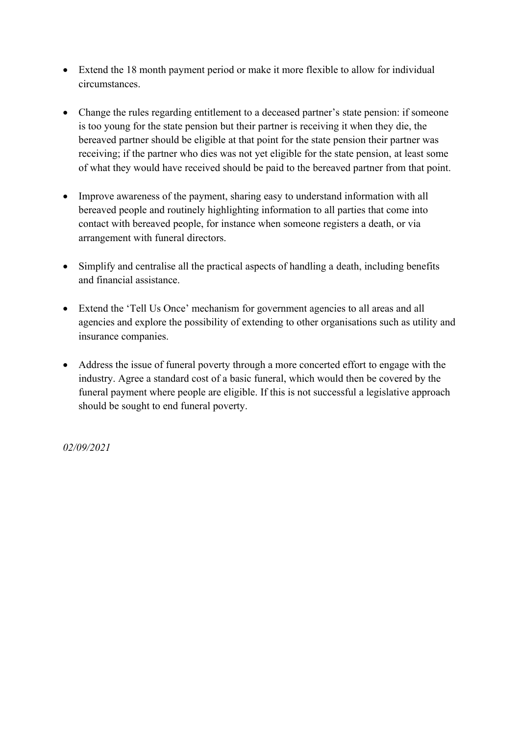- Extend the 18 month payment period or make it more flexible to allow for individual circumstances.

- Change the rules regarding entitlement to a deceased partner's state pension: if someone is too young for the state pension but their partner is receiving it when they die, the bereaved partner should be eligible at that point for the state pension their partner was receiving; if the partner who dies was not yet eligible for the state pension, at least some of what they would have received should be paid to the bereaved partner from that point.

- Improve awareness of the payment, sharing easy to understand information with all bereaved people and routinely highlighting information to all parties that come into contact with bereaved people, for instance when someone registers a death, or via arrangement with funeral directors.

- Simplify and centralise all the practical aspects of handling a death, including benefits and financial assistance.

- Extend the 'Tell Us Once' mechanism for government agencies to all areas and all agencies and explore the possibility of extending to other organisations such as utility and insurance companies.

- Address the issue of funeral poverty through a more concerted effort to engage with the industry. Agree a standard cost of a basic funeral, which would then be covered by the funeral payment where people are eligible. If this is not successful a legislative approach should be sought to end funeral poverty.

*02/09/2021*